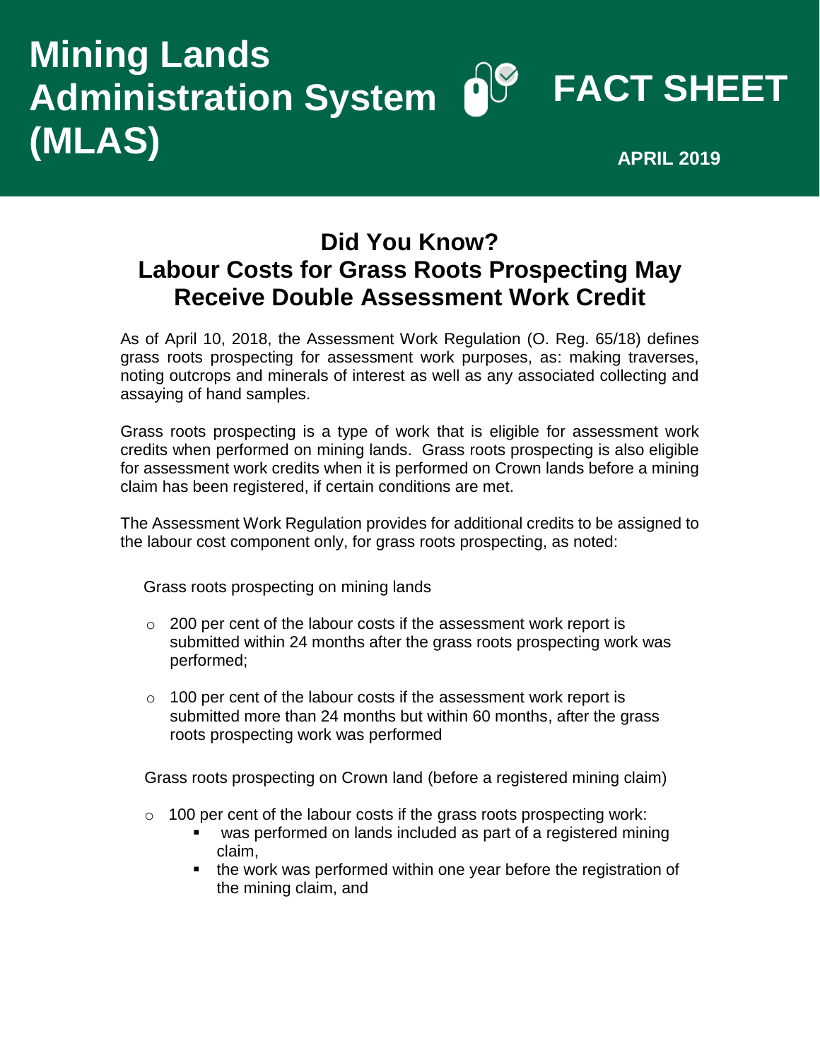# Mining Lands Administration System (MLAS)

# FACT SHEET

**APRIL 2019**

## Did You Know?
## Labour Costs for Grass Roots Prospecting May Receive Double Assessment Work Credit

As of April 10, 2018, the Assessment Work Regulation (O. Reg. 65/18) defines grass roots prospecting for assessment work purposes, as: making traverses, noting outcrops and minerals of interest as well as any associated collecting and assaying of hand samples.

Grass roots prospecting is a type of work that is eligible for assessment work credits when performed on mining lands. Grass roots prospecting is also eligible for assessment work credits when it is performed on Crown lands before a mining claim has been registered, if certain conditions are met.

The Assessment Work Regulation provides for additional credits to be assigned to the labour cost component only, for grass roots prospecting, as noted:

Grass roots prospecting on mining lands

- 200 per cent of the labour costs if the assessment work report is submitted within 24 months after the grass roots prospecting work was performed;
- 100 per cent of the labour costs if the assessment work report is submitted more than 24 months but within 60 months, after the grass roots prospecting work was performed

Grass roots prospecting on Crown land (before a registered mining claim)

- 100 per cent of the labour costs if the grass roots prospecting work:
  - was performed on lands included as part of a registered mining claim,
  - the work was performed within one year before the registration of the mining claim, and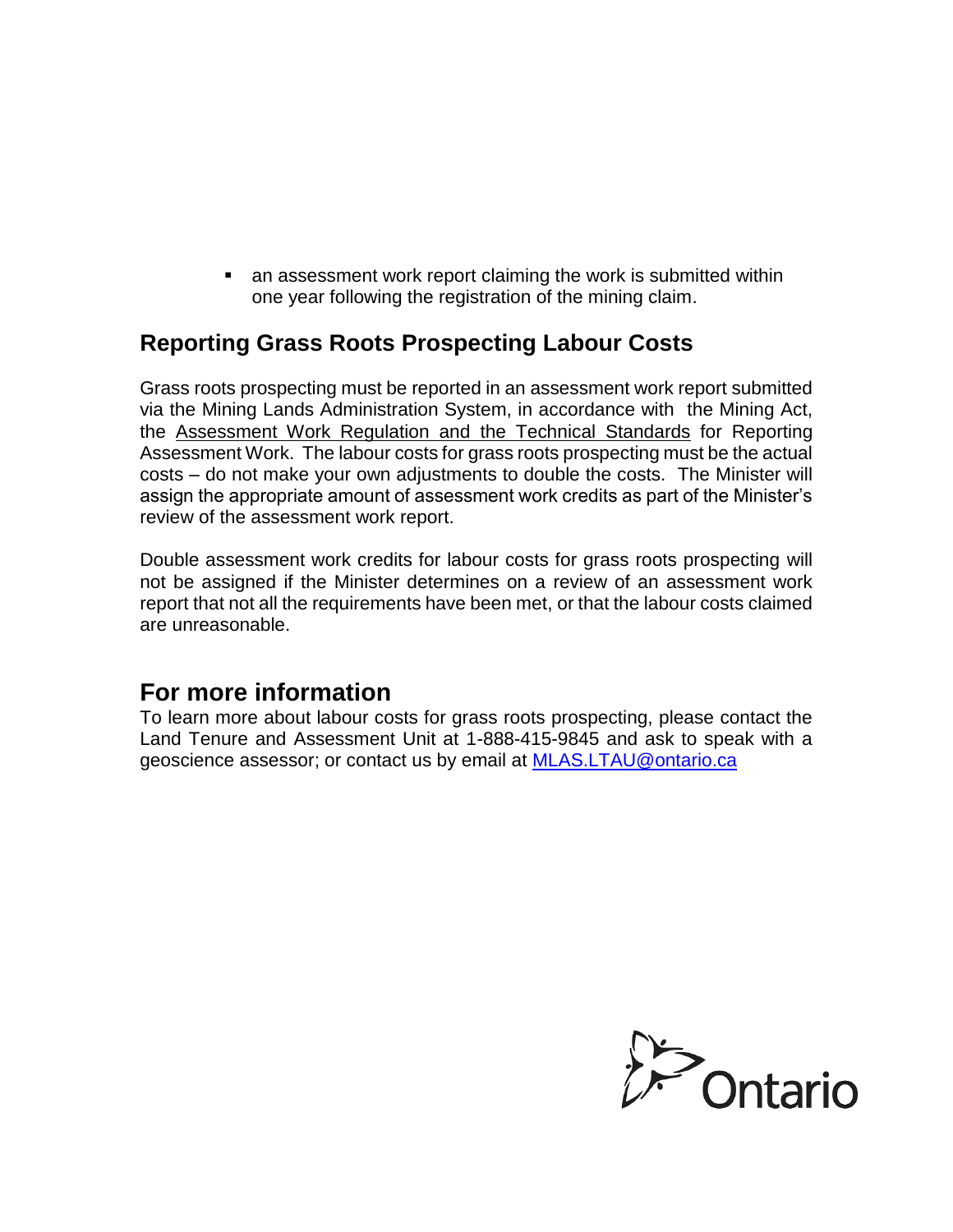- an assessment work report claiming the work is submitted within one year following the registration of the mining claim.

## Reporting Grass Roots Prospecting Labour Costs

Grass roots prospecting must be reported in an assessment work report submitted via the Mining Lands Administration System, in accordance with the Mining Act, the Assessment Work Regulation and the Technical Standards for Reporting Assessment Work. The labour costs for grass roots prospecting must be the actual costs – do not make your own adjustments to double the costs. The Minister will assign the appropriate amount of assessment work credits as part of the Minister's review of the assessment work report.

Double assessment work credits for labour costs for grass roots prospecting will not be assigned if the Minister determines on a review of an assessment work report that not all the requirements have been met, or that the labour costs claimed are unreasonable.

## For more information

To learn more about labour costs for grass roots prospecting, please contact the Land Tenure and Assessment Unit at 1-888-415-9845 and ask to speak with a geoscience assessor; or contact us by email at MLAS.LTAU@ontario.ca

Ontario